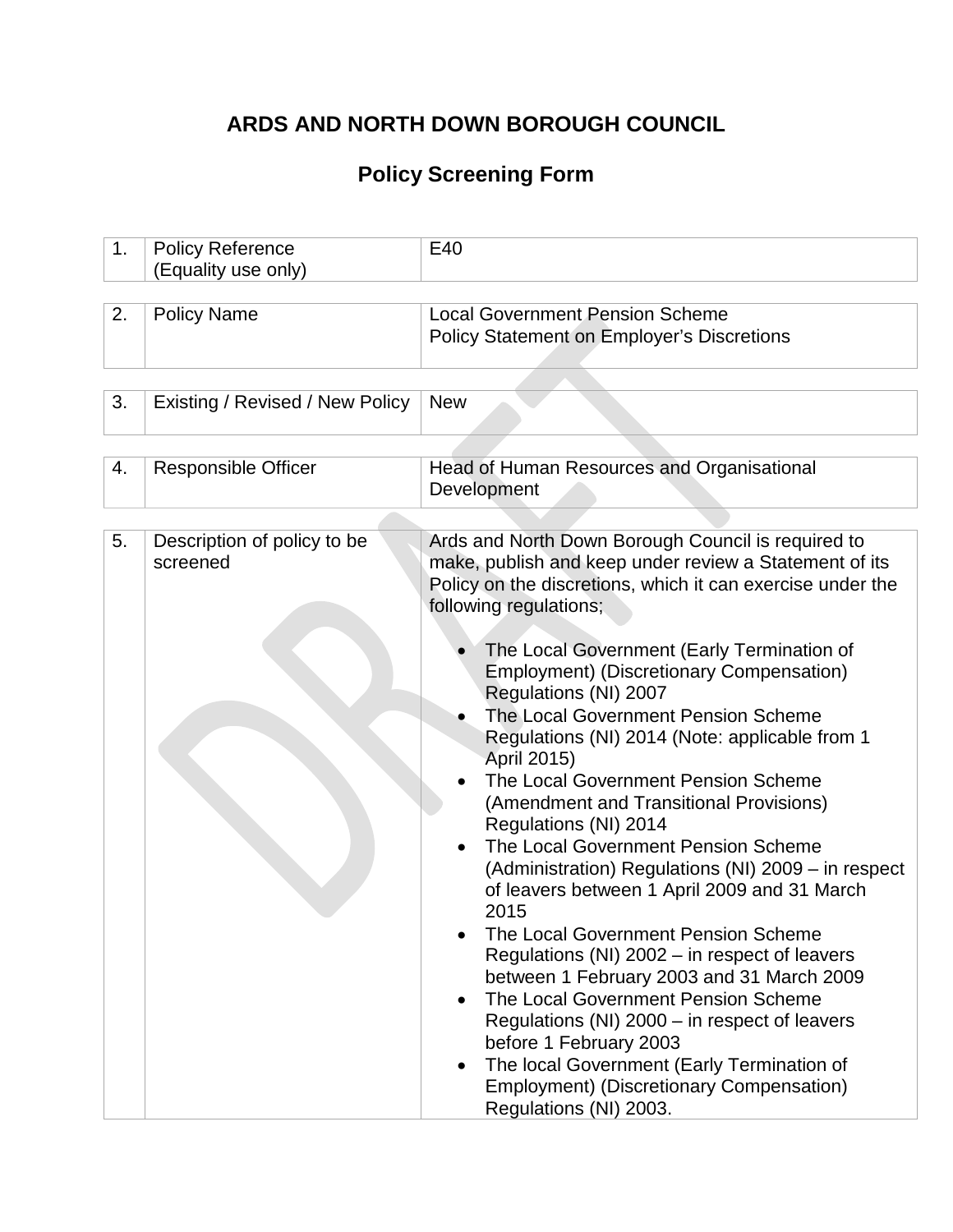# ARDS AND NORTH DOWN BOROUGH COUNCIL

## Policy Screening Form

| | | |
|---|---|---|
| 1. | Policy Reference (Equality use only) | E40 |
| 2. | Policy Name | Local Government Pension Scheme<br>Policy Statement on Employer's Discretions |
| 3. | Existing / Revised / New Policy | New |
| 4. | Responsible Officer | Head of Human Resources and Organisational Development |
| 5. | Description of policy to be screened | Ards and North Down Borough Council is required to make, publish and keep under review a Statement of its Policy on the discretions, which it can exercise under the following regulations;<br><br>• The Local Government (Early Termination of Employment) (Discretionary Compensation) Regulations (NI) 2007<br>• The Local Government Pension Scheme Regulations (NI) 2014 (Note: applicable from 1 April 2015)<br>• The Local Government Pension Scheme (Amendment and Transitional Provisions) Regulations (NI) 2014<br>• The Local Government Pension Scheme (Administration) Regulations (NI) 2009 – in respect of leavers between 1 April 2009 and 31 March 2015<br>• The Local Government Pension Scheme Regulations (NI) 2002 – in respect of leavers between 1 February 2003 and 31 March 2009<br>• The Local Government Pension Scheme Regulations (NI) 2000 – in respect of leavers before 1 February 2003<br>• The local Government (Early Termination of Employment) (Discretionary Compensation) Regulations (NI) 2003. |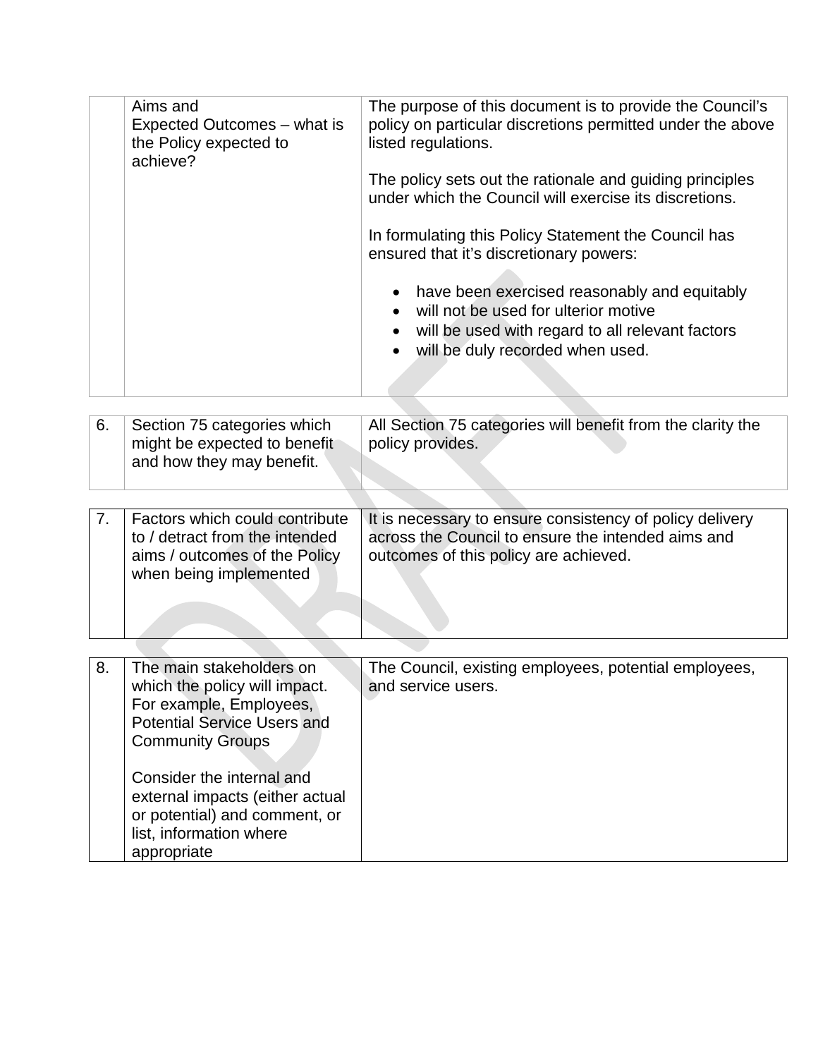|  | Aims and Expected Outcomes – what is the Policy expected to achieve? | The purpose of this document is to provide the Council's policy on particular discretions permitted under the above listed regulations.<br><br>The policy sets out the rationale and guiding principles under which the Council will exercise its discretions.<br><br>In formulating this Policy Statement the Council has ensured that it's discretionary powers:<br><br>• have been exercised reasonably and equitably<br>• will not be used for ulterior motive<br>• will be used with regard to all relevant factors<br>• will be duly recorded when used. |
|---|---|---|

| 6. | Section 75 categories which might be expected to benefit and how they may benefit. | All Section 75 categories will benefit from the clarity the policy provides. |
|---|---|---|

| 7. | Factors which could contribute to / detract from the intended aims / outcomes of the Policy when being implemented | It is necessary to ensure consistency of policy delivery across the Council to ensure the intended aims and outcomes of this policy are achieved. |
|---|---|---|

| 8. | The main stakeholders on which the policy will impact. For example, Employees, Potential Service Users and Community Groups<br><br>Consider the internal and external impacts (either actual or potential) and comment, or list, information where appropriate | The Council, existing employees, potential employees, and service users. |
|---|---|---|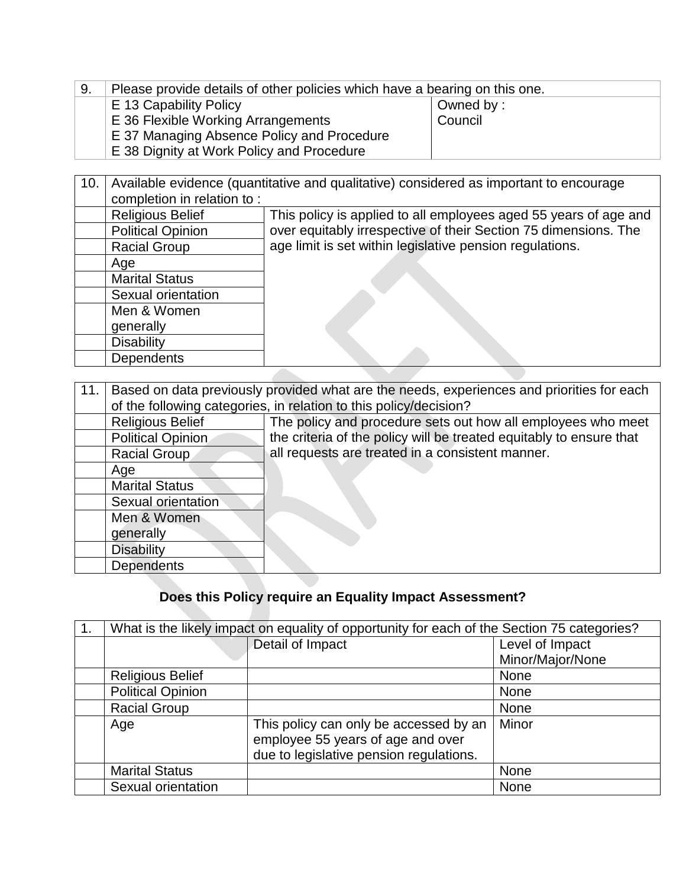| 9. | Please provide details of other policies which have a bearing on this one. | |
|---|---|---|
| | E 13 Capability Policy<br>E 36 Flexible Working Arrangements<br>E 37 Managing Absence Policy and Procedure<br>E 38 Dignity at Work Policy and Procedure | Owned by :<br>Council |

| 10. | Available evidence (quantitative and qualitative) considered as important to encourage completion in relation to : | |
|---|---|---|
| | Religious Belief | This policy is applied to all employees aged 55 years of age and over equitably irrespective of their Section 75 dimensions. The age limit is set within legislative pension regulations. |
| | Political Opinion | |
| | Racial Group | |
| | Age | |
| | Marital Status | |
| | Sexual orientation | |
| | Men & Women generally | |
| | Disability | |
| | Dependents | |

| 11. | Based on data previously provided what are the needs, experiences and priorities for each of the following categories, in relation to this policy/decision? | |
|---|---|---|
| | Religious Belief | The policy and procedure sets out how all employees who meet the criteria of the policy will be treated equitably to ensure that all requests are treated in a consistent manner. |
| | Political Opinion | |
| | Racial Group | |
| | Age | |
| | Marital Status | |
| | Sexual orientation | |
| | Men & Women generally | |
| | Disability | |
| | Dependents | |

**Does this Policy require an Equality Impact Assessment?**

| 1. | What is the likely impact on equality of opportunity for each of the Section 75 categories? | | |
|---|---|---|---|
| | | Detail of Impact | Level of Impact Minor/Major/None |
| | Religious Belief | | None |
| | Political Opinion | | None |
| | Racial Group | | None |
| | Age | This policy can only be accessed by an employee 55 years of age and over due to legislative pension regulations. | Minor |
| | Marital Status | | None |
| | Sexual orientation | | None |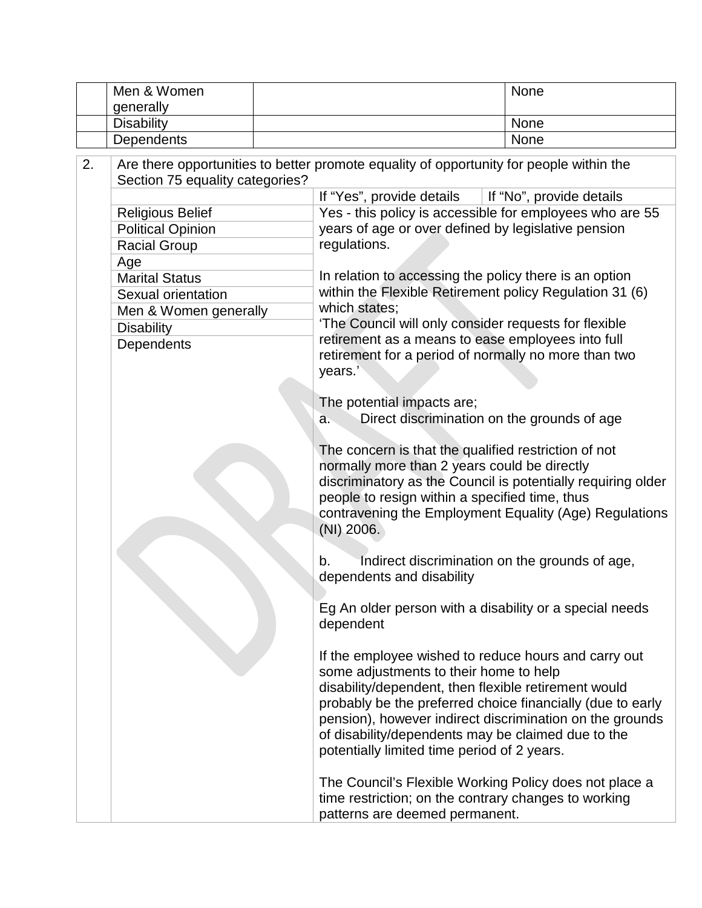|  | Men & Women generally |  | None |
|---|---|---|---|
|  | Disability |  | None |
|  | Dependents |  | None |

| 2. | Are there opportunities to better promote equality of opportunity for people within the Section 75 equality categories? | | |
|---|---|---|---|
|  |  | If "Yes", provide details | If "No", provide details |
|  | Religious Belief<br>Political Opinion<br>Racial Group<br>Age<br>Marital Status<br>Sexual orientation<br>Men & Women generally<br>Disability<br>Dependents | Yes - this policy is accessible for employees who are 55 years of age or over defined by legislative pension regulations.<br><br>In relation to accessing the policy there is an option within the Flexible Retirement policy Regulation 31 (6) which states;<br>'The Council will only consider requests for flexible retirement as a means to ease employees into full retirement for a period of normally no more than two years.'<br><br>The potential impacts are;<br>a. Direct discrimination on the grounds of age<br><br>The concern is that the qualified restriction of not normally more than 2 years could be directly discriminatory as the Council is potentially requiring older people to resign within a specified time, thus contravening the Employment Equality (Age) Regulations (NI) 2006.<br><br>b. Indirect discrimination on the grounds of age, dependents and disability<br><br>Eg An older person with a disability or a special needs dependent<br><br>If the employee wished to reduce hours and carry out some adjustments to their home to help disability/dependent, then flexible retirement would probably be the preferred choice financially (due to early pension), however indirect discrimination on the grounds of disability/dependents may be claimed due to the potentially limited time period of 2 years.<br><br>The Council's Flexible Working Policy does not place a time restriction; on the contrary changes to working patterns are deemed permanent. | |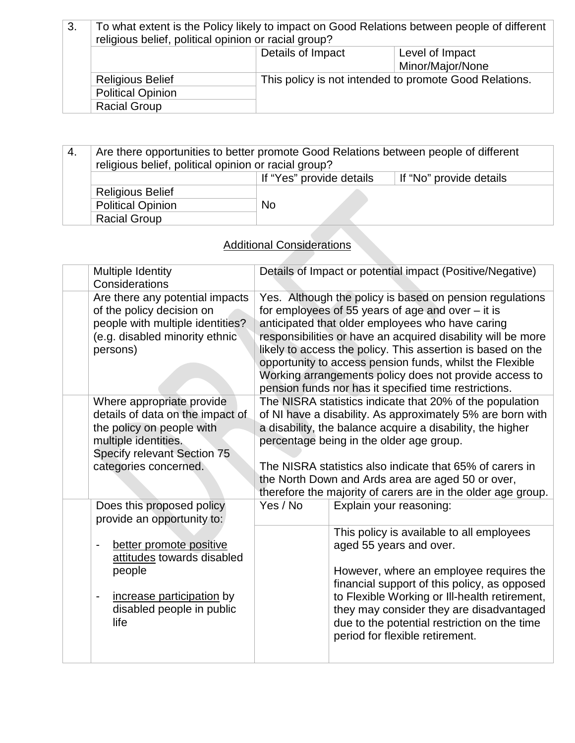| 3. | To what extent is the Policy likely to impact on Good Relations between people of different religious belief, political opinion or racial group? | | |
|---|---|---|---|
| | | Details of Impact | Level of Impact Minor/Major/None |
| | Religious Belief | This policy is not intended to promote Good Relations. | |
| | Political Opinion | | |
| | Racial Group | | |

| 4. | Are there opportunities to better promote Good Relations between people of different religious belief, political opinion or racial group? | | |
|---|---|---|---|
| | | If "Yes" provide details | If "No" provide details |
| | Religious Belief | No | |
| | Political Opinion | | |
| | Racial Group | | |

## Additional Considerations

| | Multiple Identity Considerations | Details of Impact or potential impact (Positive/Negative) | |
|---|---|---|---|
| | Are there any potential impacts of the policy decision on people with multiple identities? (e.g. disabled minority ethnic persons) | Yes. Although the policy is based on pension regulations for employees of 55 years of age and over – it is anticipated that older employees who have caring responsibilities or have an acquired disability will be more likely to access the policy. This assertion is based on the opportunity to access pension funds, whilst the Flexible Working arrangements policy does not provide access to pension funds nor has it specified time restrictions. | |
| | Where appropriate provide details of data on the impact of the policy on people with multiple identities. Specify relevant Section 75 categories concerned. | The NISRA statistics indicate that 20% of the population of NI have a disability. As approximately 5% are born with a disability, the balance acquire a disability, the higher percentage being in the older age group.<br><br>The NISRA statistics also indicate that 65% of carers in the North Down and Ards area are aged 50 or over, therefore the majority of carers are in the older age group. | |
| | Does this proposed policy provide an opportunity to:<br><br>- better promote positive attitudes towards disabled people<br><br>- increase participation by disabled people in public life | Yes / No | Explain your reasoning:<br><br>This policy is available to all employees aged 55 years and over.<br><br>However, where an employee requires the financial support of this policy, as opposed to Flexible Working or Ill-health retirement, they may consider they are disadvantaged due to the potential restriction on the time period for flexible retirement. |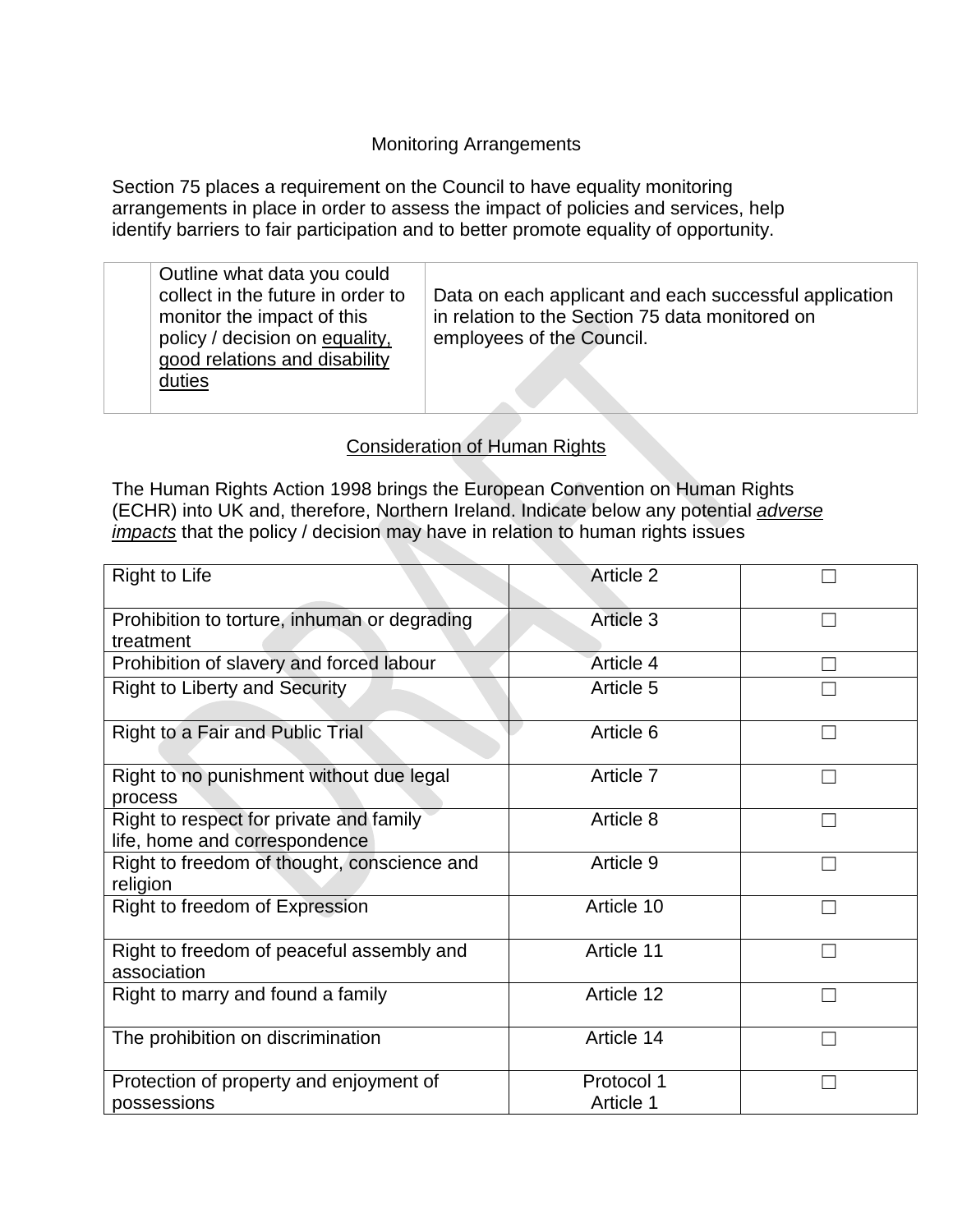## Monitoring Arrangements

Section 75 places a requirement on the Council to have equality monitoring arrangements in place in order to assess the impact of policies and services, help identify barriers to fair participation and to better promote equality of opportunity.

| | | |
|---|---|---|
| | Outline what data you could collect in the future in order to monitor the impact of this policy / decision on equality, good relations and disability duties | Data on each applicant and each successful application in relation to the Section 75 data monitored on employees of the Council. |

## Consideration of Human Rights

The Human Rights Action 1998 brings the European Convention on Human Rights (ECHR) into UK and, therefore, Northern Ireland. Indicate below any potential *adverse impacts* that the policy / decision may have in relation to human rights issues

| | | |
|---|---|---|
| Right to Life | Article 2 | ☐ |
| Prohibition to torture, inhuman or degrading treatment | Article 3 | ☐ |
| Prohibition of slavery and forced labour | Article 4 | ☐ |
| Right to Liberty and Security | Article 5 | ☐ |
| Right to a Fair and Public Trial | Article 6 | ☐ |
| Right to no punishment without due legal process | Article 7 | ☐ |
| Right to respect for private and family life, home and correspondence | Article 8 | ☐ |
| Right to freedom of thought, conscience and religion | Article 9 | ☐ |
| Right to freedom of Expression | Article 10 | ☐ |
| Right to freedom of peaceful assembly and association | Article 11 | ☐ |
| Right to marry and found a family | Article 12 | ☐ |
| The prohibition on discrimination | Article 14 | ☐ |
| Protection of property and enjoyment of possessions | Protocol 1 Article 1 | ☐ |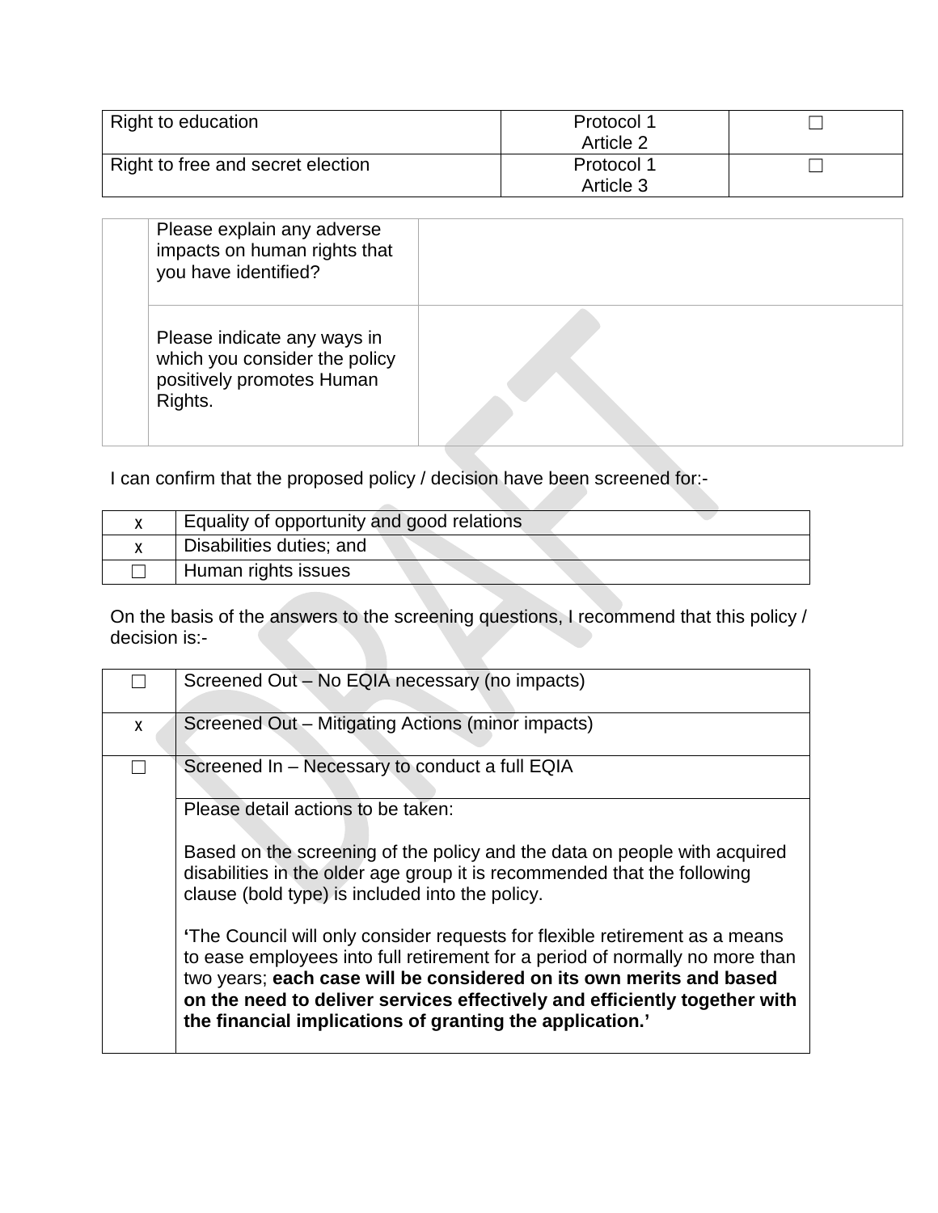| Right to education | Protocol 1 Article 2 | ☐ |
|---|---|---|
| Right to free and secret election | Protocol 1 Article 3 | ☐ |

| | | |
|---|---|---|
| | Please explain any adverse impacts on human rights that you have identified? | |
| | Please indicate any ways in which you consider the policy positively promotes Human Rights. | |

I can confirm that the proposed policy / decision have been screened for:-

| | |
|---|---|
| x | Equality of opportunity and good relations |
| x | Disabilities duties; and |
| ☐ | Human rights issues |

On the basis of the answers to the screening questions, I recommend that this policy / decision is:-

| | |
|---|---|
| ☐ | Screened Out – No EQIA necessary (no impacts) |
| x | Screened Out – Mitigating Actions (minor impacts) |
| ☐ | Screened In – Necessary to conduct a full EQIA |
| | Please detail actions to be taken:<br><br>Based on the screening of the policy and the data on people with acquired disabilities in the older age group it is recommended that the following clause (bold type) is included into the policy.<br><br>'The Council will only consider requests for flexible retirement as a means to ease employees into full retirement for a period of normally no more than two years; **each case will be considered on its own merits and based on the need to deliver services effectively and efficiently together with the financial implications of granting the application.'** |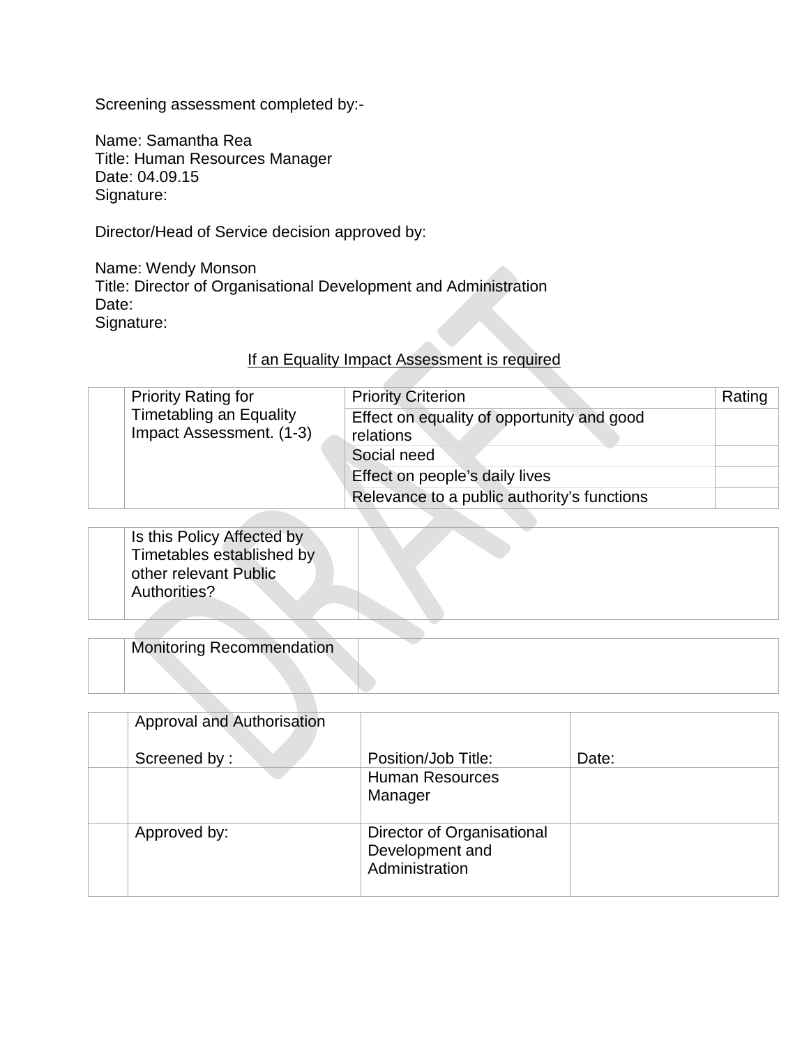Screening assessment completed by:-

Name: Samantha Rea
Title: Human Resources Manager
Date: 04.09.15
Signature:

Director/Head of Service decision approved by:

Name: Wendy Monson
Title: Director of Organisational Development and Administration
Date:
Signature:

<u>If an Equality Impact Assessment is required</u>

| | | | |
|---|---|---|---|
| | Priority Rating for Timetabling an Equality Impact Assessment. (1-3) | Priority Criterion | Rating |
| | | Effect on equality of opportunity and good relations | |
| | | Social need | |
| | | Effect on people's daily lives | |
| | | Relevance to a public authority's functions | |

| | | |
|---|---|---|
| | Is this Policy Affected by Timetables established by other relevant Public Authorities? | |

| | | |
|---|---|---|
| | Monitoring Recommendation | |

| | | | |
|---|---|---|---|
| | Approval and Authorisation<br><br>Screened by : | Position/Job Title: | Date: |
| | | Human Resources Manager | |
| | Approved by: | Director of Organisational Development and Administration | |